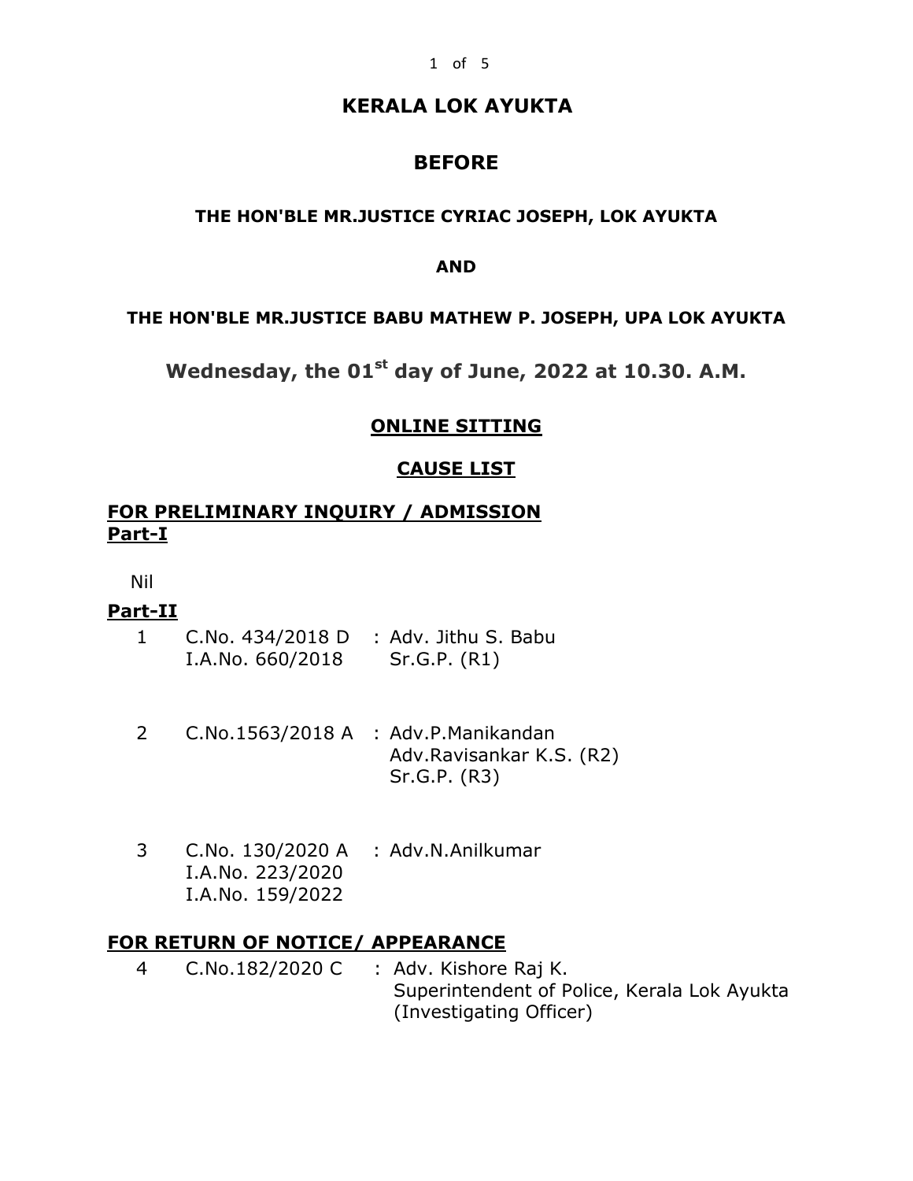# KERALA LOK AYUKTA

## BEFORE

**THE HON'BLE MR.JUSTICE CYRIAC JOSEPH, LOK AYUKTA**

**AND**

**THE HON'BLE MR.JUSTICE BABU MATHEW P. JOSEPH, UPA LOK AYUKTA**

## Wednesday, the 01st day of June, 2022 at 10.30. A.M.

**ONLINE SITTING**

**CAUSE LIST**

### FOR PRELIMINARY INQUIRY / ADMISSION

**Part-I**

Nil

**Part-II**

| | | |
|---|---|---|
| 1 | C.No. 434/2018 D<br>I.A.No. 660/2018 | : Adv. Jithu S. Babu<br>Sr.G.P. (R1) |
| 2 | C.No.1563/2018 A | : Adv.P.Manikandan<br>Adv.Ravisankar K.S. (R2)<br>Sr.G.P. (R3) |
| 3 | C.No. 130/2020 A<br>I.A.No. 223/2020<br>I.A.No. 159/2022 | : Adv.N.Anilkumar |

### FOR RETURN OF NOTICE/ APPEARANCE

| | | |
|---|---|---|
| 4 | C.No.182/2020 C | : Adv. Kishore Raj K.<br>Superintendent of Police, Kerala Lok Ayukta (Investigating Officer) |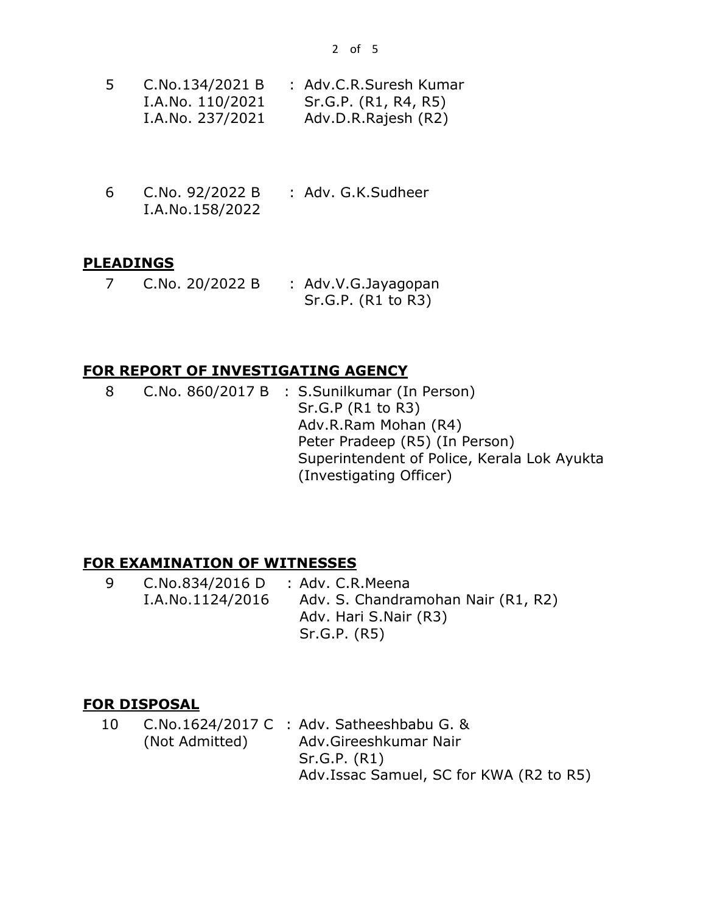| | | |
|---|---|---|
| 5 | C.No.134/2021 B<br>I.A.No. 110/2021<br>I.A.No. 237/2021 | : Adv.C.R.Suresh Kumar<br>Sr.G.P. (R1, R4, R5)<br>Adv.D.R.Rajesh (R2) |
| 6 | C.No. 92/2022 B<br>I.A.No.158/2022 | : Adv. G.K.Sudheer |

**PLEADINGS**

| | | |
|---|---|---|
| 7 | C.No. 20/2022 B | : Adv.V.G.Jayagopan<br>Sr.G.P. (R1 to R3) |

**FOR REPORT OF INVESTIGATING AGENCY**

| | | |
|---|---|---|
| 8 | C.No. 860/2017 B | : S.Sunilkumar (In Person)<br>Sr.G.P (R1 to R3)<br>Adv.R.Ram Mohan (R4)<br>Peter Pradeep (R5) (In Person)<br>Superintendent of Police, Kerala Lok Ayukta (Investigating Officer) |

**FOR EXAMINATION OF WITNESSES**

| | | |
|---|---|---|
| 9 | C.No.834/2016 D<br>I.A.No.1124/2016 | : Adv. C.R.Meena<br>Adv. S. Chandramohan Nair (R1, R2)<br>Adv. Hari S.Nair (R3)<br>Sr.G.P. (R5) |

**FOR DISPOSAL**

| | | |
|---|---|---|
| 10 | C.No.1624/2017 C<br>(Not Admitted) | : Adv. Satheeshbabu G. &<br>Adv.Gireeshkumar Nair<br>Sr.G.P. (R1)<br>Adv.Issac Samuel, SC for KWA (R2 to R5) |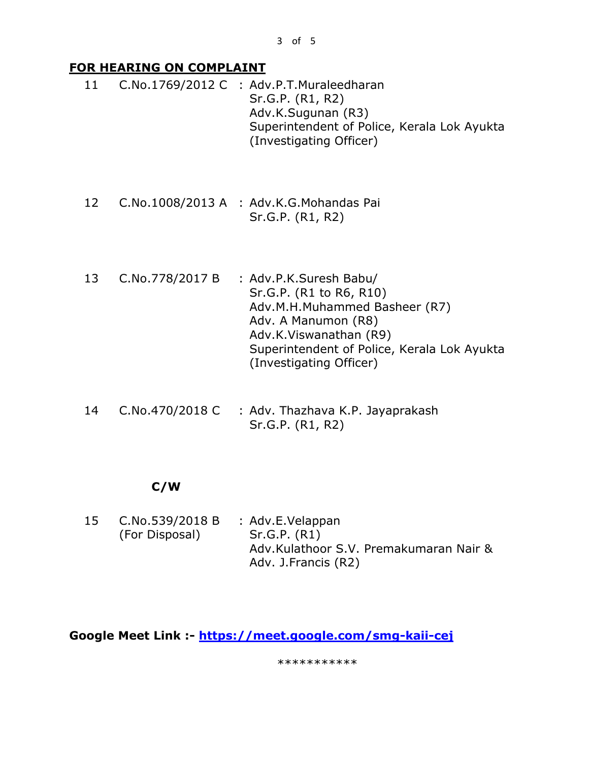## **FOR HEARING ON COMPLAINT**

| | | |
|---|---|---|
| 11 | C.No.1769/2012 C | : Adv.P.T.Muraleedharan<br>Sr.G.P. (R1, R2)<br>Adv.K.Sugunan (R3)<br>Superintendent of Police, Kerala Lok Ayukta (Investigating Officer) |
| 12 | C.No.1008/2013 A | : Adv.K.G.Mohandas Pai<br>Sr.G.P. (R1, R2) |
| 13 | C.No.778/2017 B | : Adv.P.K.Suresh Babu/<br>Sr.G.P. (R1 to R6, R10)<br>Adv.M.H.Muhammed Basheer (R7)<br>Adv. A Manumon (R8)<br>Adv.K.Viswanathan (R9)<br>Superintendent of Police, Kerala Lok Ayukta (Investigating Officer) |
| 14 | C.No.470/2018 C | : Adv. Thazhava K.P. Jayaprakash<br>Sr.G.P. (R1, R2) |

**C/W**

| | | |
|---|---|---|
| 15 | C.No.539/2018 B<br>(For Disposal) | : Adv.E.Velappan<br>Sr.G.P. (R1)<br>Adv.Kulathoor S.V. Premakumaran Nair & Adv. J.Francis (R2) |

**Google Meet Link :- https://meet.google.com/smg-kaii-cej**

***********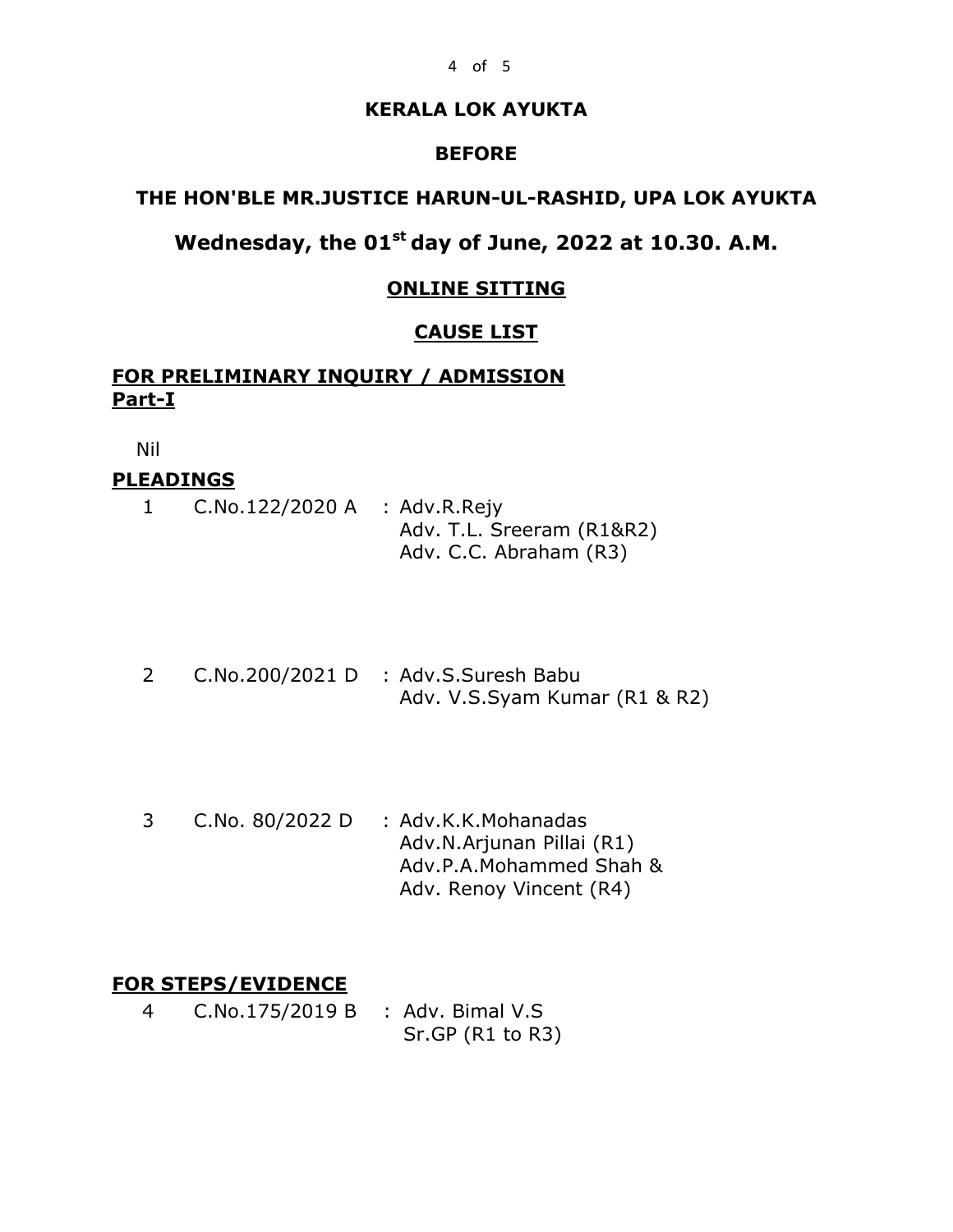**KERALA LOK AYUKTA**

**BEFORE**

**THE HON'BLE MR.JUSTICE HARUN-UL-RASHID, UPA LOK AYUKTA**

**Wednesday, the 01st day of June, 2022 at 10.30. A.M.**

**ONLINE SITTING**

**CAUSE LIST**

**FOR PRELIMINARY INQUIRY / ADMISSION**
**Part-I**

Nil

**PLEADINGS**

1 C.No.122/2020 A : Adv.R.Rejy
Adv. T.L. Sreeram (R1&R2)
Adv. C.C. Abraham (R3)

2 C.No.200/2021 D : Adv.S.Suresh Babu
Adv. V.S.Syam Kumar (R1 & R2)

3 C.No. 80/2022 D : Adv.K.K.Mohanadas
Adv.N.Arjunan Pillai (R1)
Adv.P.A.Mohammed Shah &
Adv. Renoy Vincent (R4)

**FOR STEPS/EVIDENCE**

4 C.No.175/2019 B : Adv. Bimal V.S
Sr.GP (R1 to R3)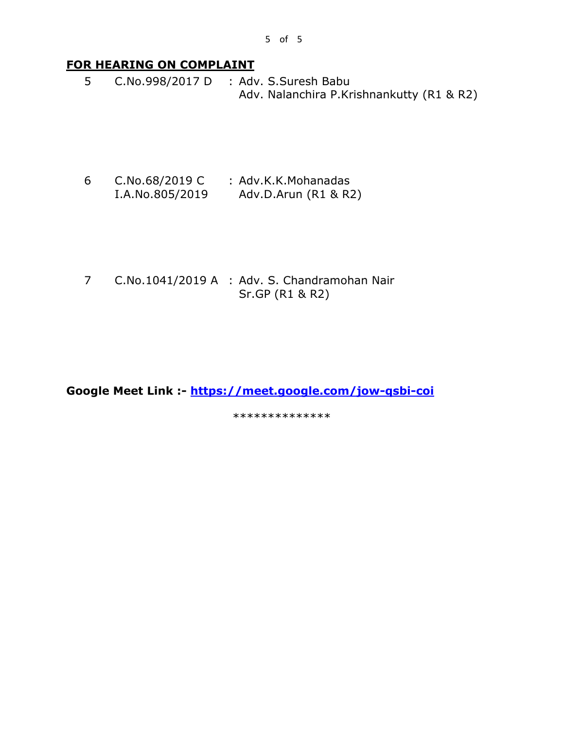## FOR HEARING ON COMPLAINT

| | | |
|---|---|---|
| 5 | C.No.998/2017 D | : Adv. S.Suresh Babu<br>Adv. Nalanchira P.Krishnankutty (R1 & R2) |
| 6 | C.No.68/2019 C<br>I.A.No.805/2019 | : Adv.K.K.Mohanadas<br>Adv.D.Arun (R1 & R2) |
| 7 | C.No.1041/2019 A | : Adv. S. Chandramohan Nair<br>Sr.GP (R1 & R2) |

**Google Meet Link :- https://meet.google.com/jow-qsbi-coi**

**************